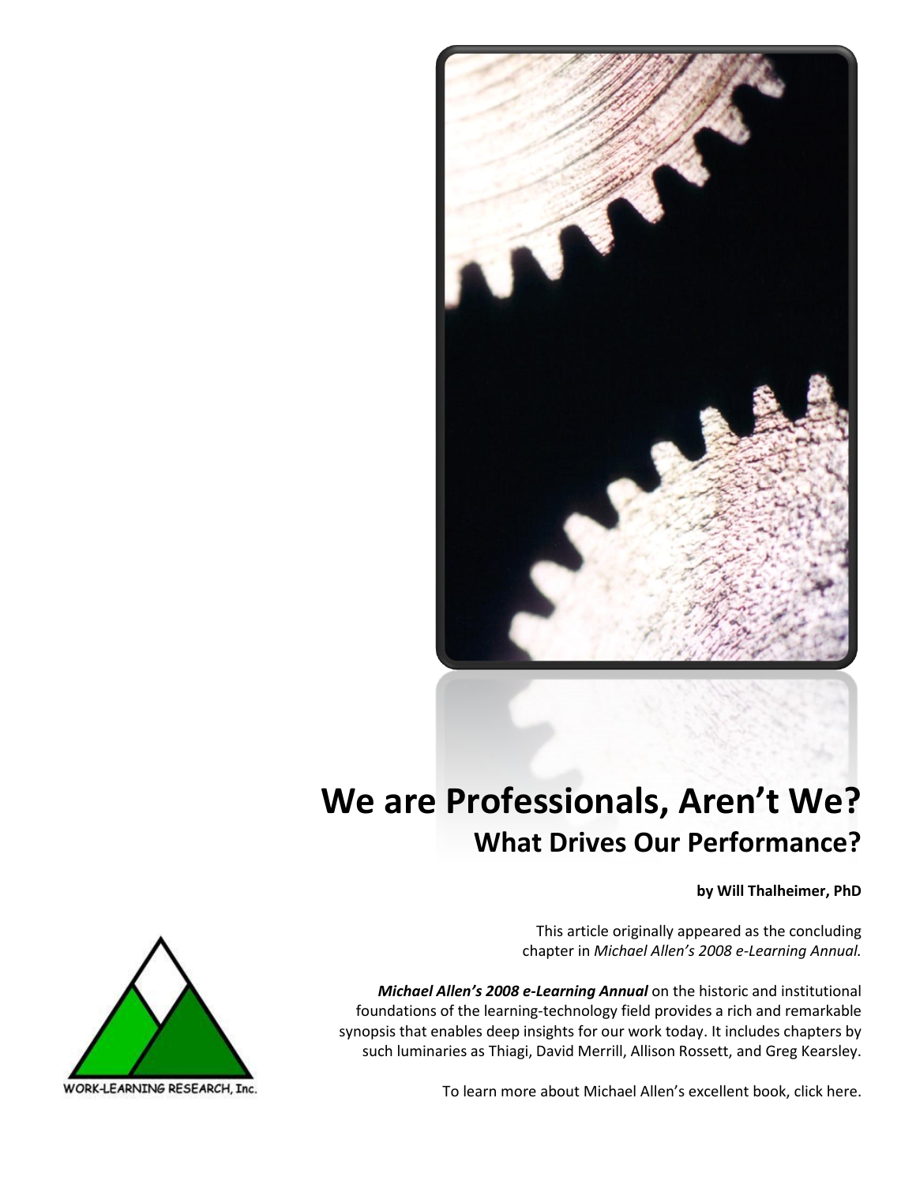# We are Professionals, Aren't We?

## What Drives Our Performance?

**by Will Thalheimer, PhD**

This article originally appeared as the concluding chapter in *Michael Allen's 2008 e-Learning Annual.*

***Michael Allen's 2008 e-Learning Annual*** on the historic and institutional foundations of the learning-technology field provides a rich and remarkable synopsis that enables deep insights for our work today. It includes chapters by such luminaries as Thiagi, David Merrill, Allison Rossett, and Greg Kearsley.

To learn more about Michael Allen's excellent book, click here.

WORK-LEARNING RESEARCH, Inc.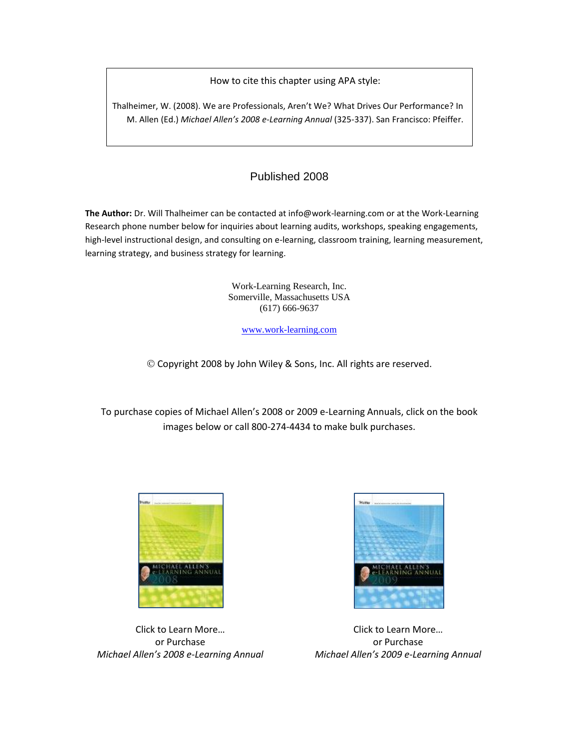How to cite this chapter using APA style:

Thalheimer, W. (2008). We are Professionals, Aren't We? What Drives Our Performance? In M. Allen (Ed.) *Michael Allen's 2008 e-Learning Annual* (325-337). San Francisco: Pfeiffer.

Published 2008

**The Author:** Dr. Will Thalheimer can be contacted at info@work-learning.com or at the Work-Learning Research phone number below for inquiries about learning audits, workshops, speaking engagements, high-level instructional design, and consulting on e-learning, classroom training, learning measurement, learning strategy, and business strategy for learning.

Work-Learning Research, Inc.
Somerville, Massachusetts USA
(617) 666-9637

www.work-learning.com

© Copyright 2008 by John Wiley & Sons, Inc. All rights are reserved.

To purchase copies of Michael Allen's 2008 or 2009 e-Learning Annuals, click on the book images below or call 800-274-4434 to make bulk purchases.

Click to Learn More…
or Purchase
*Michael Allen's 2008 e-Learning Annual*

Click to Learn More…
or Purchase
*Michael Allen's 2009 e-Learning Annual*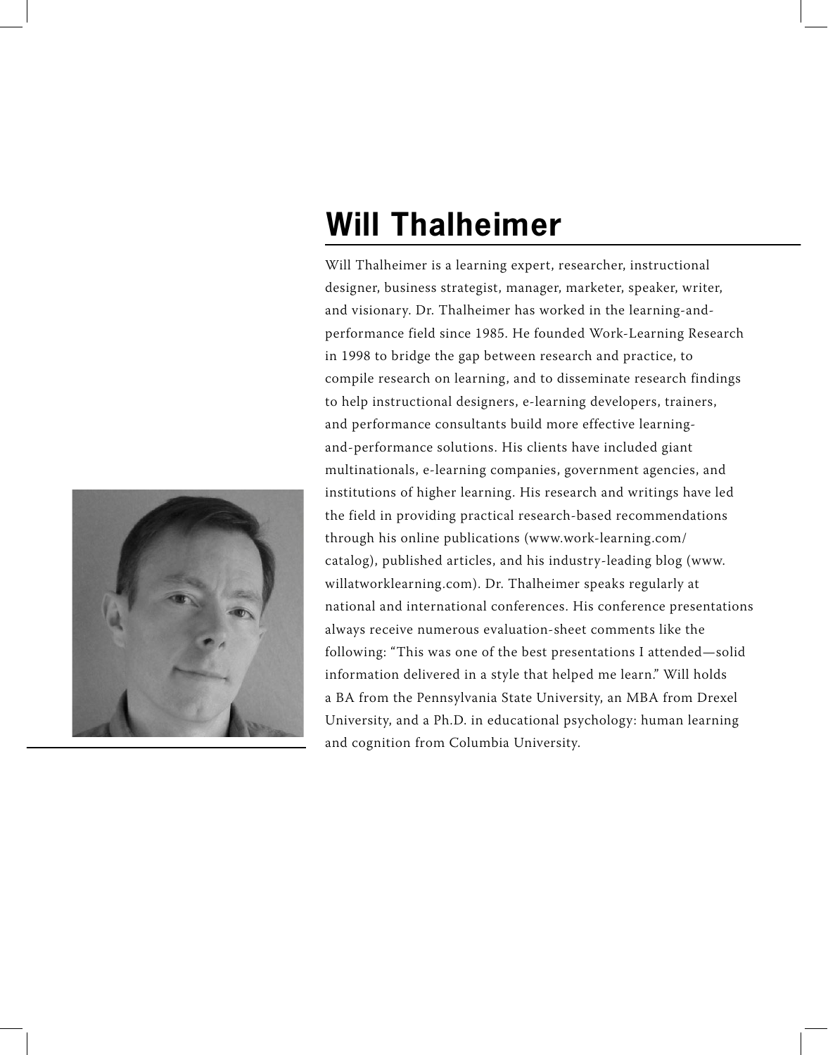# Will Thalheimer

Will Thalheimer is a learning expert, researcher, instructional designer, business strategist, manager, marketer, speaker, writer, and visionary. Dr. Thalheimer has worked in the learning-and-performance field since 1985. He founded Work-Learning Research in 1998 to bridge the gap between research and practice, to compile research on learning, and to disseminate research findings to help instructional designers, e-learning developers, trainers, and performance consultants build more effective learning-and-performance solutions. His clients have included giant multinationals, e-learning companies, government agencies, and institutions of higher learning. His research and writings have led the field in providing practical research-based recommendations through his online publications (www.work-learning.com/catalog), published articles, and his industry-leading blog (www.willatworklearning.com). Dr. Thalheimer speaks regularly at national and international conferences. His conference presentations always receive numerous evaluation-sheet comments like the following: "This was one of the best presentations I attended—solid information delivered in a style that helped me learn." Will holds a BA from the Pennsylvania State University, an MBA from Drexel University, and a Ph.D. in educational psychology: human learning and cognition from Columbia University.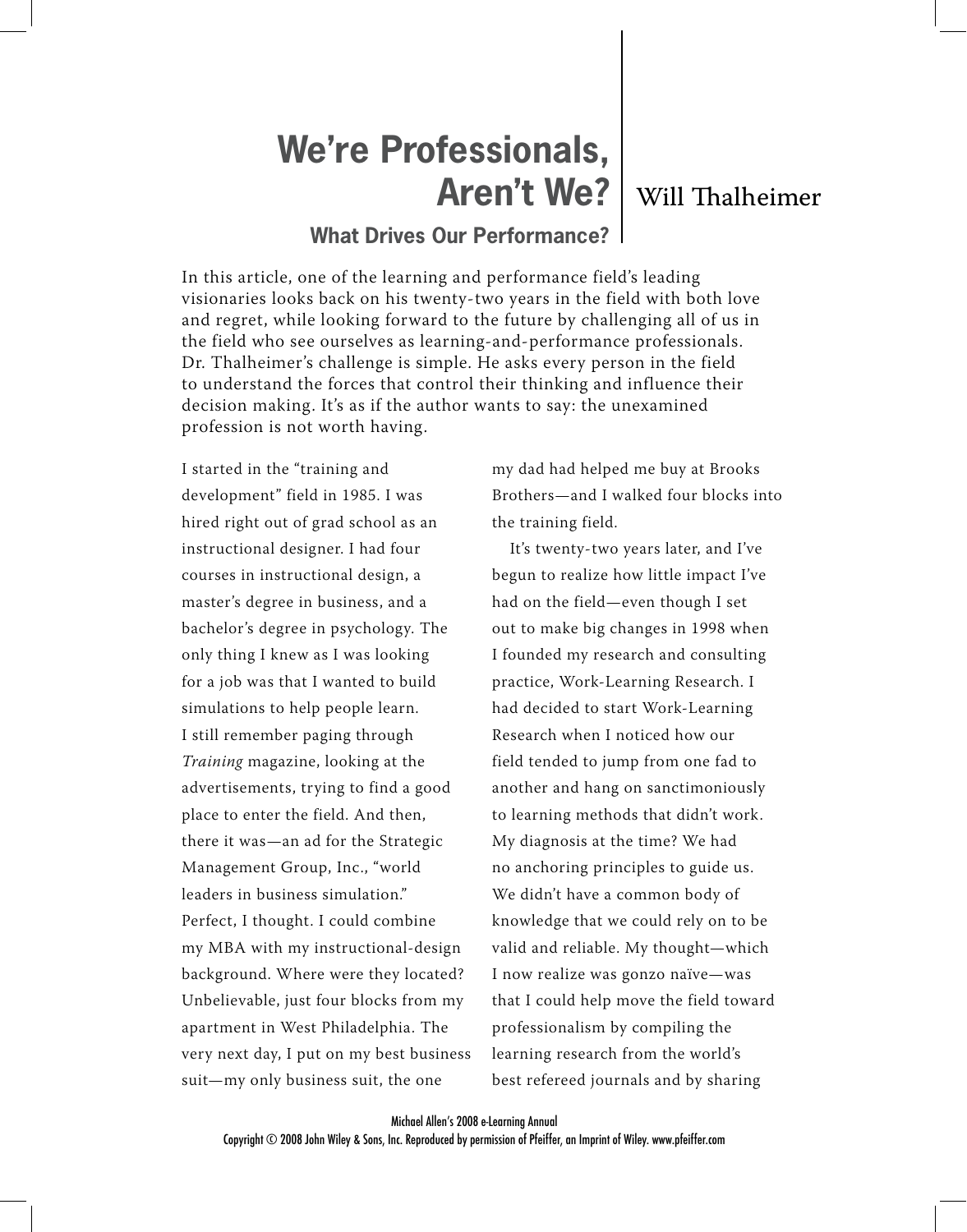# We're Professionals, Aren't We?

## What Drives Our Performance?

Will Thalheimer

In this article, one of the learning and performance field's leading visionaries looks back on his twenty-two years in the field with both love and regret, while looking forward to the future by challenging all of us in the field who see ourselves as learning-and-performance professionals. Dr. Thalheimer's challenge is simple. He asks every person in the field to understand the forces that control their thinking and influence their decision making. It's as if the author wants to say: the unexamined profession is not worth having.

I started in the "training and development" field in 1985. I was hired right out of grad school as an instructional designer. I had four courses in instructional design, a master's degree in business, and a bachelor's degree in psychology. The only thing I knew as I was looking for a job was that I wanted to build simulations to help people learn. I still remember paging through *Training* magazine, looking at the advertisements, trying to find a good place to enter the field. And then, there it was—an ad for the Strategic Management Group, Inc., "world leaders in business simulation." Perfect, I thought. I could combine my MBA with my instructional-design background. Where were they located? Unbelievable, just four blocks from my apartment in West Philadelphia. The very next day, I put on my best business suit—my only business suit, the one my dad had helped me buy at Brooks Brothers—and I walked four blocks into the training field.

It's twenty-two years later, and I've begun to realize how little impact I've had on the field—even though I set out to make big changes in 1998 when I founded my research and consulting practice, Work-Learning Research. I had decided to start Work-Learning Research when I noticed how our field tended to jump from one fad to another and hang on sanctimoniously to learning methods that didn't work. My diagnosis at the time? We had no anchoring principles to guide us. We didn't have a common body of knowledge that we could rely on to be valid and reliable. My thought—which I now realize was gonzo naïve—was that I could help move the field toward professionalism by compiling the learning research from the world's best refereed journals and by sharing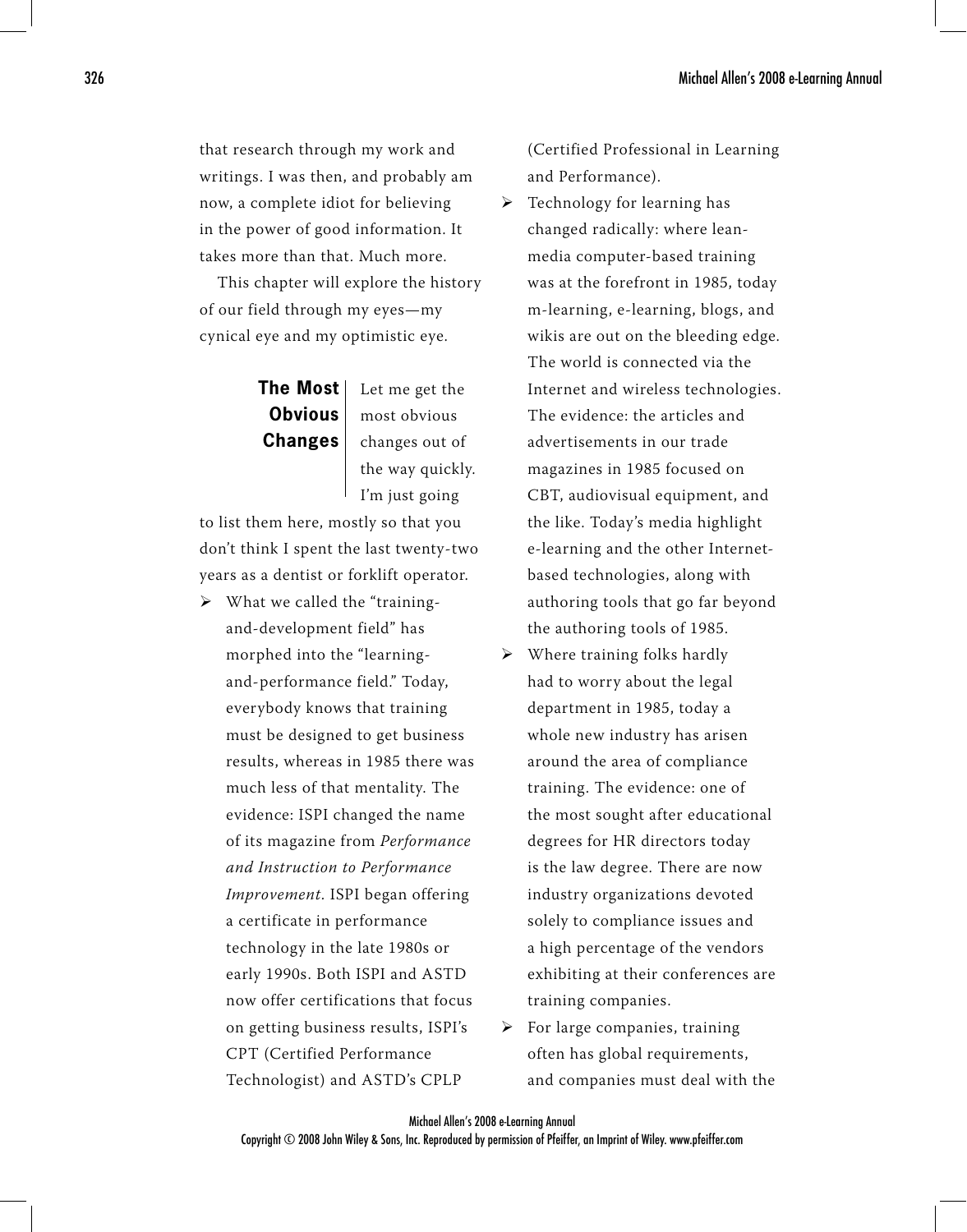that research through my work and writings. I was then, and probably am now, a complete idiot for believing in the power of good information. It takes more than that. Much more.

This chapter will explore the history of our field through my eyes—my cynical eye and my optimistic eye.

## The Most Obvious Changes

Let me get the most obvious changes out of the way quickly. I'm just going to list them here, mostly so that you don't think I spent the last twenty-two years as a dentist or forklift operator.

- What we called the "training-and-development field" has morphed into the "learning-and-performance field." Today, everybody knows that training must be designed to get business results, whereas in 1985 there was much less of that mentality. The evidence: ISPI changed the name of its magazine from *Performance and Instruction to Performance Improvement*. ISPI began offering a certificate in performance technology in the late 1980s or early 1990s. Both ISPI and ASTD now offer certifications that focus on getting business results, ISPI's CPT (Certified Performance Technologist) and ASTD's CPLP (Certified Professional in Learning and Performance).
- Technology for learning has changed radically: where lean-media computer-based training was at the forefront in 1985, today m-learning, e-learning, blogs, and wikis are out on the bleeding edge. The world is connected via the Internet and wireless technologies. The evidence: the articles and advertisements in our trade magazines in 1985 focused on CBT, audiovisual equipment, and the like. Today's media highlight e-learning and the other Internet-based technologies, along with authoring tools that go far beyond the authoring tools of 1985.
- Where training folks hardly had to worry about the legal department in 1985, today a whole new industry has arisen around the area of compliance training. The evidence: one of the most sought after educational degrees for HR directors today is the law degree. There are now industry organizations devoted solely to compliance issues and a high percentage of the vendors exhibiting at their conferences are training companies.
- For large companies, training often has global requirements, and companies must deal with the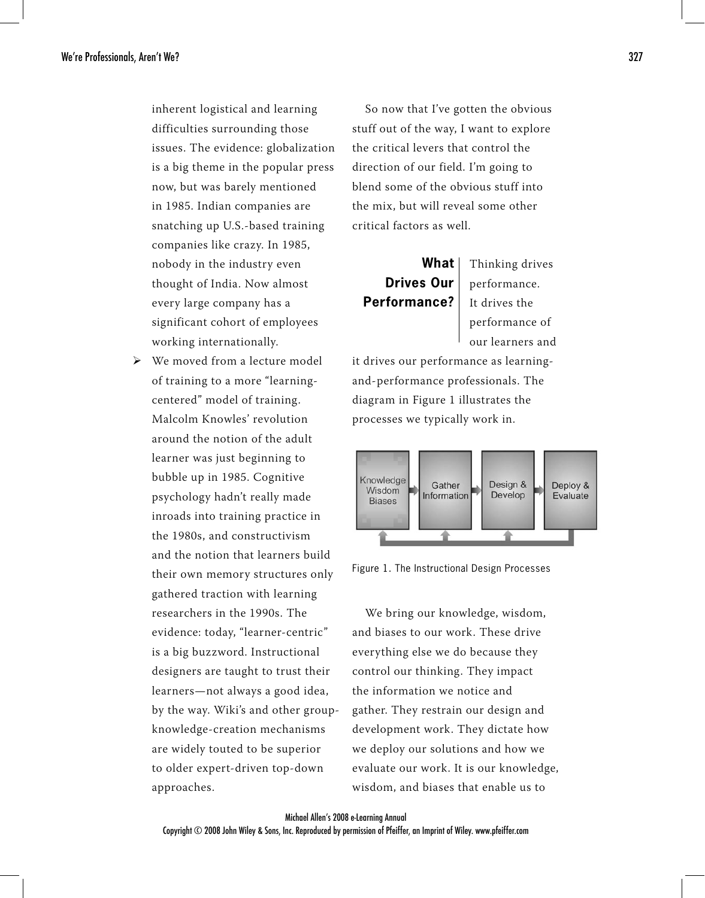inherent logistical and learning difficulties surrounding those issues. The evidence: globalization is a big theme in the popular press now, but was barely mentioned in 1985. Indian companies are snatching up U.S.-based training companies like crazy. In 1985, nobody in the industry even thought of India. Now almost every large company has a significant cohort of employees working internationally.

- We moved from a lecture model of training to a more "learning-centered" model of training. Malcolm Knowles' revolution around the notion of the adult learner was just beginning to bubble up in 1985. Cognitive psychology hadn't really made inroads into training practice in the 1980s, and constructivism and the notion that learners build their own memory structures only gathered traction with learning researchers in the 1990s. The evidence: today, "learner-centric" is a big buzzword. Instructional designers are taught to trust their learners—not always a good idea, by the way. Wiki's and other group-knowledge-creation mechanisms are widely touted to be superior to older expert-driven top-down approaches.

So now that I've gotten the obvious stuff out of the way, I want to explore the critical levers that control the direction of our field. I'm going to blend some of the obvious stuff into the mix, but will reveal some other critical factors as well.

## What Drives Our Performance?

Thinking drives performance. It drives the performance of our learners and it drives our performance as learning-and-performance professionals. The diagram in Figure 1 illustrates the processes we typically work in.

Knowledge Wisdom Biases → Gather Information → Design & Develop → Deploy & Evaluate

Figure 1. The Instructional Design Processes

We bring our knowledge, wisdom, and biases to our work. These drive everything else we do because they control our thinking. They impact the information we notice and gather. They restrain our design and development work. They dictate how we deploy our solutions and how we evaluate our work. It is our knowledge, wisdom, and biases that enable us to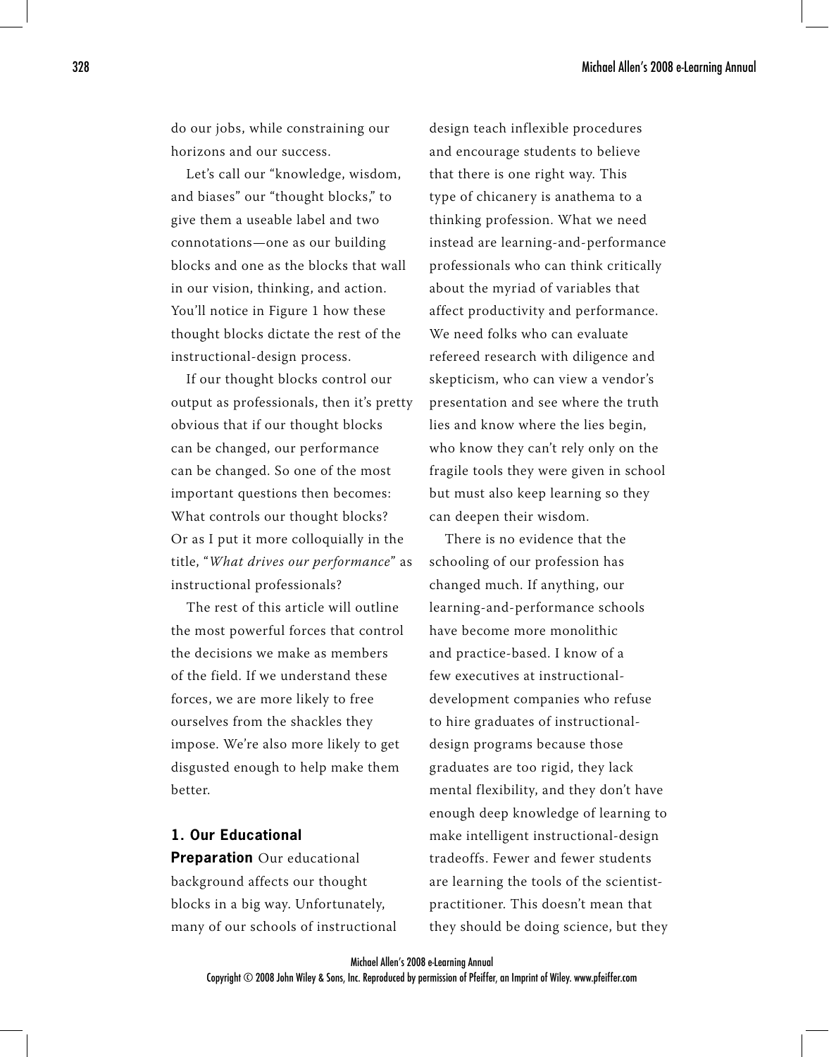do our jobs, while constraining our horizons and our success.

Let's call our "knowledge, wisdom, and biases" our "thought blocks," to give them a useable label and two connotations—one as our building blocks and one as the blocks that wall in our vision, thinking, and action. You'll notice in Figure 1 how these thought blocks dictate the rest of the instructional-design process.

If our thought blocks control our output as professionals, then it's pretty obvious that if our thought blocks can be changed, our performance can be changed. So one of the most important questions then becomes: What controls our thought blocks? Or as I put it more colloquially in the title, "*What drives our performance*" as instructional professionals?

The rest of this article will outline the most powerful forces that control the decisions we make as members of the field. If we understand these forces, we are more likely to free ourselves from the shackles they impose. We're also more likely to get disgusted enough to help make them better.

**1. Our Educational Preparation** Our educational background affects our thought blocks in a big way. Unfortunately, many of our schools of instructional design teach inflexible procedures and encourage students to believe that there is one right way. This type of chicanery is anathema to a thinking profession. What we need instead are learning-and-performance professionals who can think critically about the myriad of variables that affect productivity and performance. We need folks who can evaluate refereed research with diligence and skepticism, who can view a vendor's presentation and see where the truth lies and know where the lies begin, who know they can't rely only on the fragile tools they were given in school but must also keep learning so they can deepen their wisdom.

There is no evidence that the schooling of our profession has changed much. If anything, our learning-and-performance schools have become more monolithic and practice-based. I know of a few executives at instructional-development companies who refuse to hire graduates of instructional-design programs because those graduates are too rigid, they lack mental flexibility, and they don't have enough deep knowledge of learning to make intelligent instructional-design tradeoffs. Fewer and fewer students are learning the tools of the scientist-practitioner. This doesn't mean that they should be doing science, but they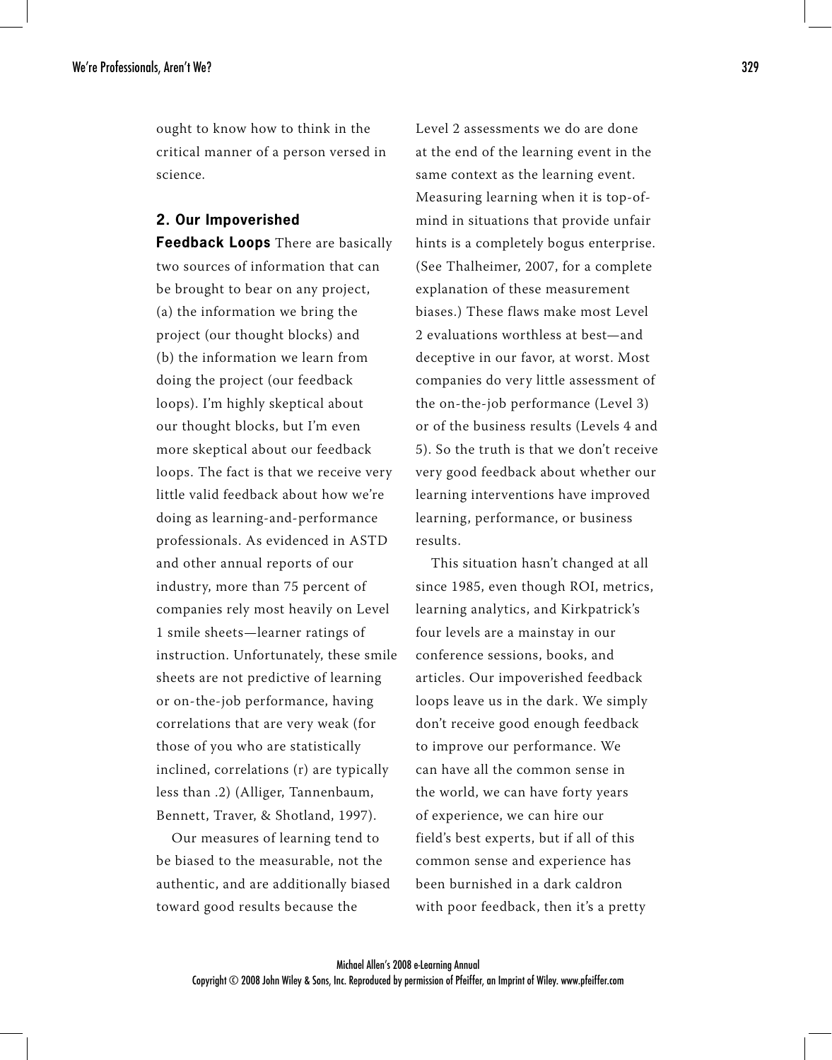ought to know how to think in the critical manner of a person versed in science.

**2. Our Impoverished Feedback Loops** There are basically two sources of information that can be brought to bear on any project, (a) the information we bring the project (our thought blocks) and (b) the information we learn from doing the project (our feedback loops). I'm highly skeptical about our thought blocks, but I'm even more skeptical about our feedback loops. The fact is that we receive very little valid feedback about how we're doing as learning-and-performance professionals. As evidenced in ASTD and other annual reports of our industry, more than 75 percent of companies rely most heavily on Level 1 smile sheets—learner ratings of instruction. Unfortunately, these smile sheets are not predictive of learning or on-the-job performance, having correlations that are very weak (for those of you who are statistically inclined, correlations (r) are typically less than .2) (Alliger, Tannenbaum, Bennett, Traver, & Shotland, 1997).

Our measures of learning tend to be biased to the measurable, not the authentic, and are additionally biased toward good results because the Level 2 assessments we do are done at the end of the learning event in the same context as the learning event. Measuring learning when it is top-of-mind in situations that provide unfair hints is a completely bogus enterprise. (See Thalheimer, 2007, for a complete explanation of these measurement biases.) These flaws make most Level 2 evaluations worthless at best—and deceptive in our favor, at worst. Most companies do very little assessment of the on-the-job performance (Level 3) or of the business results (Levels 4 and 5). So the truth is that we don't receive very good feedback about whether our learning interventions have improved learning, performance, or business results.

This situation hasn't changed at all since 1985, even though ROI, metrics, learning analytics, and Kirkpatrick's four levels are a mainstay in our conference sessions, books, and articles. Our impoverished feedback loops leave us in the dark. We simply don't receive good enough feedback to improve our performance. We can have all the common sense in the world, we can have forty years of experience, we can hire our field's best experts, but if all of this common sense and experience has been burnished in a dark caldron with poor feedback, then it's a pretty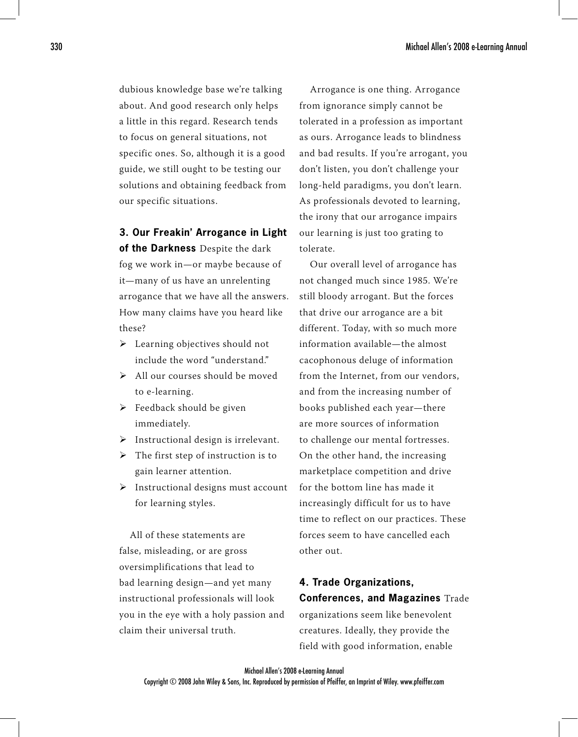dubious knowledge base we're talking about. And good research only helps a little in this regard. Research tends to focus on general situations, not specific ones. So, although it is a good guide, we still ought to be testing our solutions and obtaining feedback from our specific situations.

**3. Our Freakin' Arrogance in Light of the Darkness** Despite the dark fog we work in—or maybe because of it—many of us have an unrelenting arrogance that we have all the answers. How many claims have you heard like these?

- Learning objectives should not include the word "understand."
- All our courses should be moved to e-learning.
- Feedback should be given immediately.
- Instructional design is irrelevant.
- The first step of instruction is to gain learner attention.
- Instructional designs must account for learning styles.

All of these statements are false, misleading, or are gross oversimplifications that lead to bad learning design—and yet many instructional professionals will look you in the eye with a holy passion and claim their universal truth.

Arrogance is one thing. Arrogance from ignorance simply cannot be tolerated in a profession as important as ours. Arrogance leads to blindness and bad results. If you're arrogant, you don't listen, you don't challenge your long-held paradigms, you don't learn. As professionals devoted to learning, the irony that our arrogance impairs our learning is just too grating to tolerate.

Our overall level of arrogance has not changed much since 1985. We're still bloody arrogant. But the forces that drive our arrogance are a bit different. Today, with so much more information available—the almost cacophonous deluge of information from the Internet, from our vendors, and from the increasing number of books published each year—there are more sources of information to challenge our mental fortresses. On the other hand, the increasing marketplace competition and drive for the bottom line has made it increasingly difficult for us to have time to reflect on our practices. These forces seem to have cancelled each other out.

**4. Trade Organizations, Conferences, and Magazines** Trade organizations seem like benevolent creatures. Ideally, they provide the field with good information, enable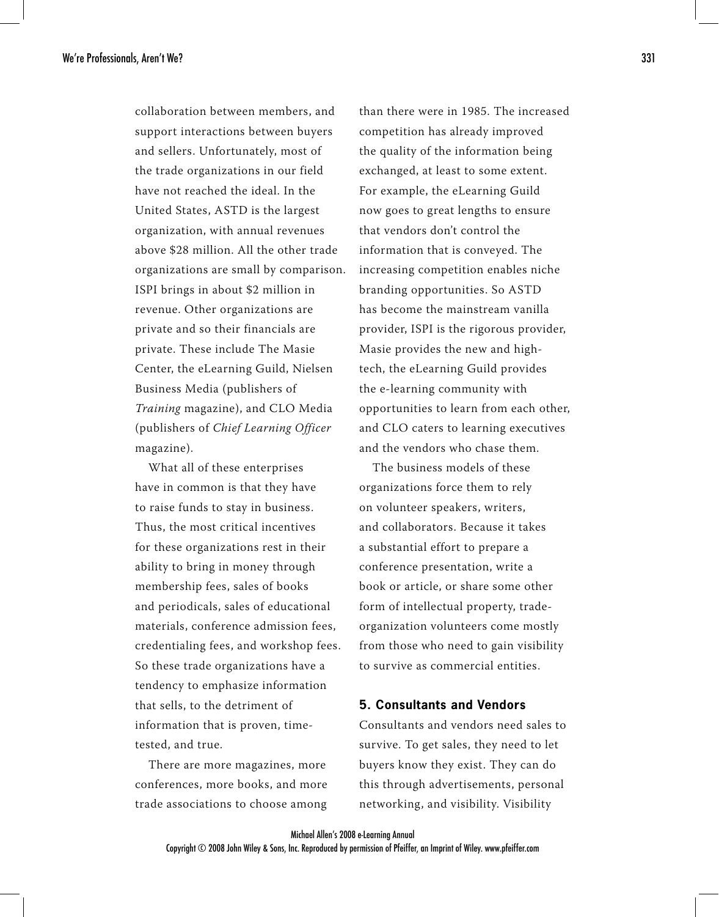collaboration between members, and support interactions between buyers and sellers. Unfortunately, most of the trade organizations in our field have not reached the ideal. In the United States, ASTD is the largest organization, with annual revenues above $28 million. All the other trade organizations are small by comparison. ISPI brings in about $2 million in revenue. Other organizations are private and so their financials are private. These include The Masie Center, the eLearning Guild, Nielsen Business Media (publishers of *Training* magazine), and CLO Media (publishers of *Chief Learning Officer* magazine).

What all of these enterprises have in common is that they have to raise funds to stay in business. Thus, the most critical incentives for these organizations rest in their ability to bring in money through membership fees, sales of books and periodicals, sales of educational materials, conference admission fees, credentialing fees, and workshop fees. So these trade organizations have a tendency to emphasize information that sells, to the detriment of information that is proven, time-tested, and true.

There are more magazines, more conferences, more books, and more trade associations to choose among than there were in 1985. The increased competition has already improved the quality of the information being exchanged, at least to some extent. For example, the eLearning Guild now goes to great lengths to ensure that vendors don't control the information that is conveyed. The increasing competition enables niche branding opportunities. So ASTD has become the mainstream vanilla provider, ISPI is the rigorous provider, Masie provides the new and high-tech, the eLearning Guild provides the e-learning community with opportunities to learn from each other, and CLO caters to learning executives and the vendors who chase them.

The business models of these organizations force them to rely on volunteer speakers, writers, and collaborators. Because it takes a substantial effort to prepare a conference presentation, write a book or article, or share some other form of intellectual property, trade-organization volunteers come mostly from those who need to gain visibility to survive as commercial entities.

### 5. Consultants and Vendors

Consultants and vendors need sales to survive. To get sales, they need to let buyers know they exist. They can do this through advertisements, personal networking, and visibility. Visibility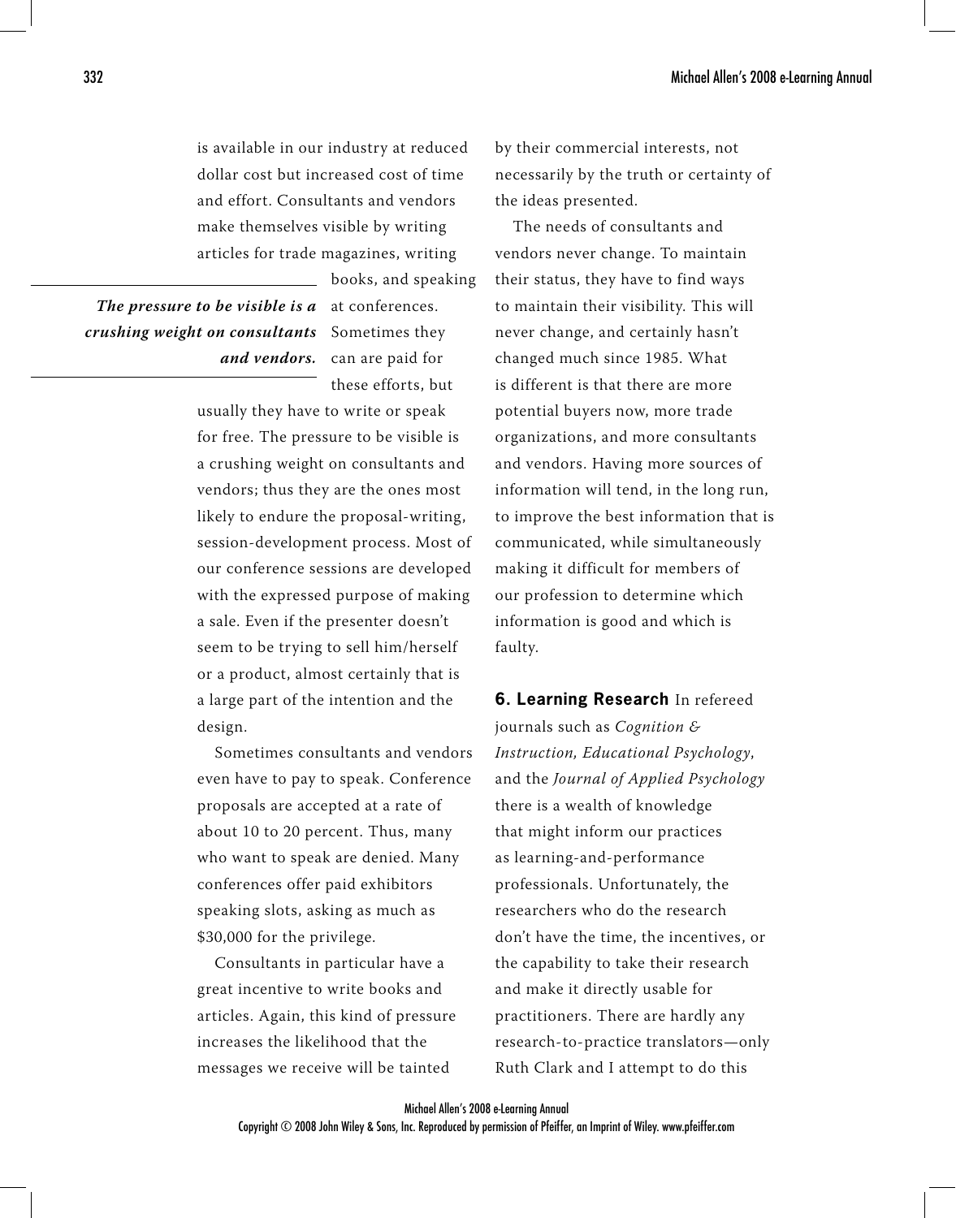is available in our industry at reduced dollar cost but increased cost of time and effort. Consultants and vendors make themselves visible by writing articles for trade magazines, writing books, and speaking at conferences. Sometimes they can are paid for these efforts, but usually they have to write or speak for free. The pressure to be visible is a crushing weight on consultants and vendors; thus they are the ones most likely to endure the proposal-writing, session-development process. Most of our conference sessions are developed with the expressed purpose of making a sale. Even if the presenter doesn't seem to be trying to sell him/herself or a product, almost certainly that is a large part of the intention and the design.

> ***The pressure to be visible is a crushing weight on consultants and vendors.***

Sometimes consultants and vendors even have to pay to speak. Conference proposals are accepted at a rate of about 10 to 20 percent. Thus, many who want to speak are denied. Many conferences offer paid exhibitors speaking slots, asking as much as $30,000 for the privilege.

Consultants in particular have a great incentive to write books and articles. Again, this kind of pressure increases the likelihood that the messages we receive will be tainted by their commercial interests, not necessarily by the truth or certainty of the ideas presented.

The needs of consultants and vendors never change. To maintain their status, they have to find ways to maintain their visibility. This will never change, and certainly hasn't changed much since 1985. What is different is that there are more potential buyers now, more trade organizations, and more consultants and vendors. Having more sources of information will tend, in the long run, to improve the best information that is communicated, while simultaneously making it difficult for members of our profession to determine which information is good and which is faulty.

**6. Learning Research** In refereed journals such as *Cognition & Instruction, Educational Psychology*, and the *Journal of Applied Psychology* there is a wealth of knowledge that might inform our practices as learning-and-performance professionals. Unfortunately, the researchers who do the research don't have the time, the incentives, or the capability to take their research and make it directly usable for practitioners. There are hardly any research-to-practice translators—only Ruth Clark and I attempt to do this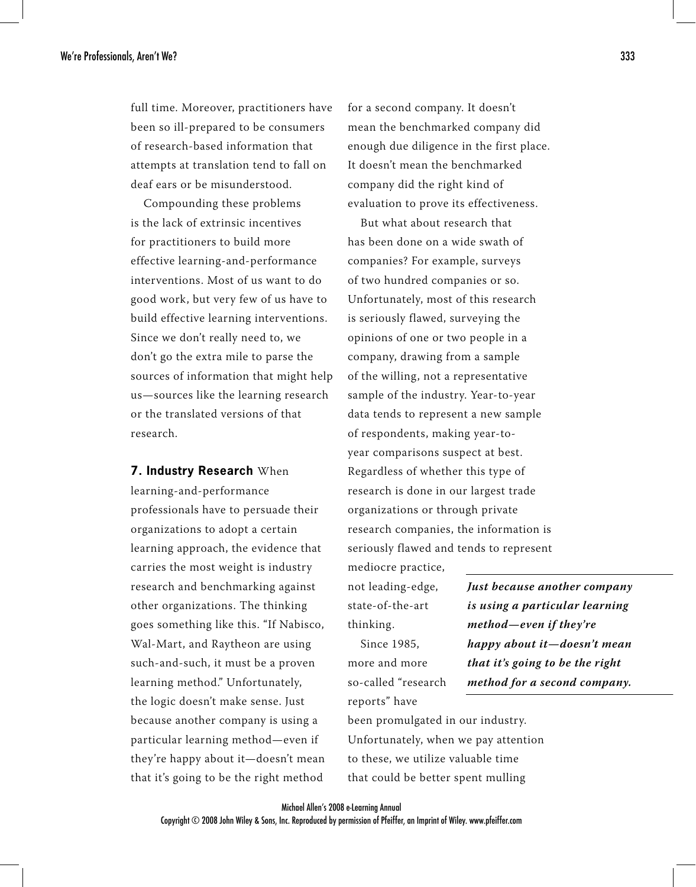full time. Moreover, practitioners have been so ill-prepared to be consumers of research-based information that attempts at translation tend to fall on deaf ears or be misunderstood.

Compounding these problems is the lack of extrinsic incentives for practitioners to build more effective learning-and-performance interventions. Most of us want to do good work, but very few of us have to build effective learning interventions. Since we don't really need to, we don't go the extra mile to parse the sources of information that might help us—sources like the learning research or the translated versions of that research.

**7. Industry Research** When learning-and-performance professionals have to persuade their organizations to adopt a certain learning approach, the evidence that carries the most weight is industry research and benchmarking against other organizations. The thinking goes something like this. "If Nabisco, Wal-Mart, and Raytheon are using such-and-such, it must be a proven learning method." Unfortunately, the logic doesn't make sense. Just because another company is using a particular learning method—even if they're happy about it—doesn't mean that it's going to be the right method for a second company. It doesn't mean the benchmarked company did enough due diligence in the first place. It doesn't mean the benchmarked company did the right kind of evaluation to prove its effectiveness.

But what about research that has been done on a wide swath of companies? For example, surveys of two hundred companies or so. Unfortunately, most of this research is seriously flawed, surveying the opinions of one or two people in a company, drawing from a sample of the willing, not a representative sample of the industry. Year-to-year data tends to represent a new sample of respondents, making year-to-year comparisons suspect at best. Regardless of whether this type of research is done in our largest trade organizations or through private research companies, the information is seriously flawed and tends to represent mediocre practice, not leading-edge, state-of-the-art thinking.

> ***Just because another company is using a particular learning method—even if they're happy about it—doesn't mean that it's going to be the right method for a second company.***

Since 1985, more and more so-called "research reports" have been promulgated in our industry. Unfortunately, when we pay attention to these, we utilize valuable time that could be better spent mulling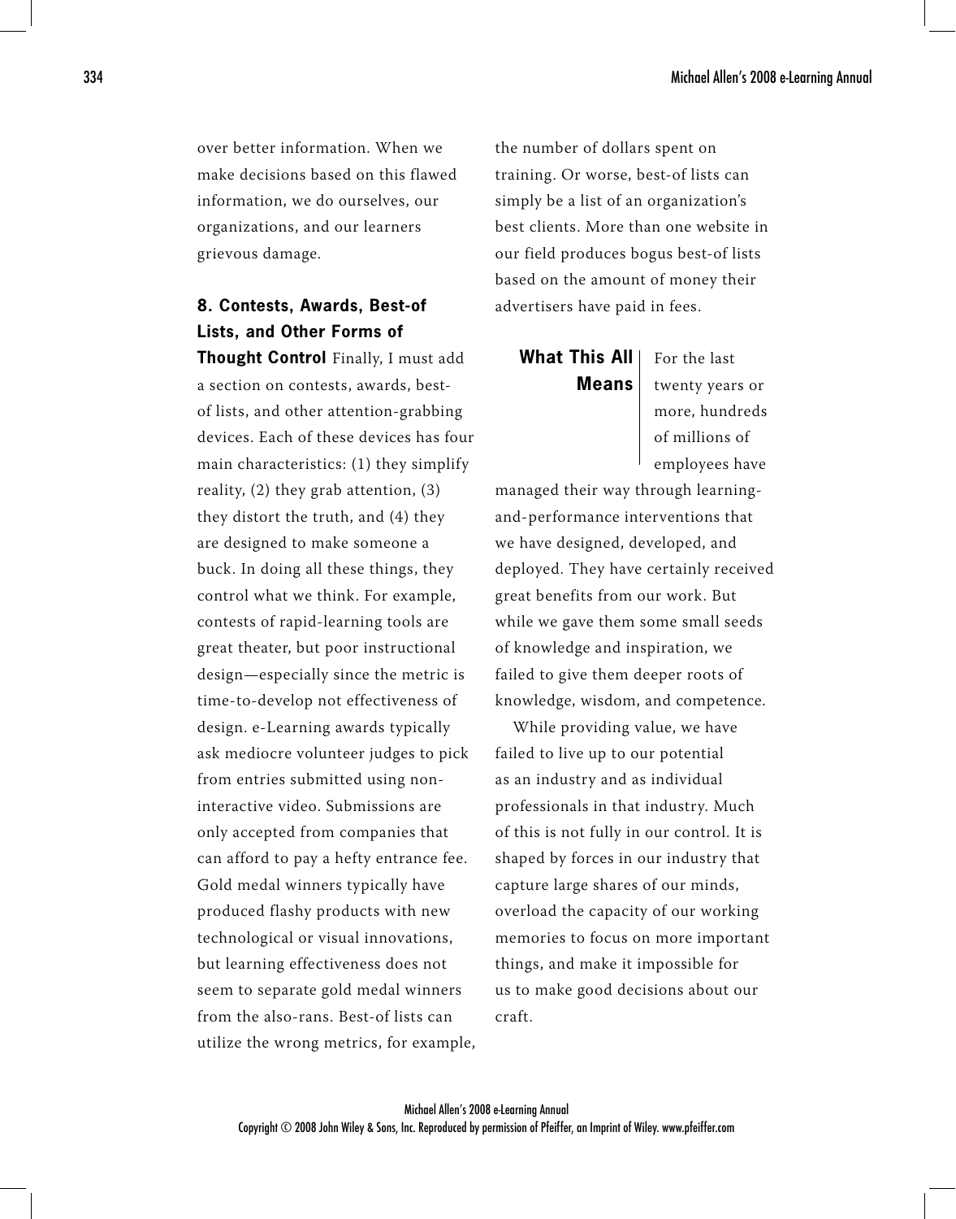over better information. When we make decisions based on this flawed information, we do ourselves, our organizations, and our learners grievous damage.

**8. Contests, Awards, Best-of Lists, and Other Forms of Thought Control** Finally, I must add a section on contests, awards, best-of lists, and other attention-grabbing devices. Each of these devices has four main characteristics: (1) they simplify reality, (2) they grab attention, (3) they distort the truth, and (4) they are designed to make someone a buck. In doing all these things, they control what we think. For example, contests of rapid-learning tools are great theater, but poor instructional design—especially since the metric is time-to-develop not effectiveness of design. e-Learning awards typically ask mediocre volunteer judges to pick from entries submitted using non-interactive video. Submissions are only accepted from companies that can afford to pay a hefty entrance fee. Gold medal winners typically have produced flashy products with new technological or visual innovations, but learning effectiveness does not seem to separate gold medal winners from the also-rans. Best-of lists can utilize the wrong metrics, for example, the number of dollars spent on training. Or worse, best-of lists can simply be a list of an organization's best clients. More than one website in our field produces bogus best-of lists based on the amount of money their advertisers have paid in fees.

## What This All Means

For the last twenty years or more, hundreds of millions of employees have managed their way through learning-and-performance interventions that we have designed, developed, and deployed. They have certainly received great benefits from our work. But while we gave them some small seeds of knowledge and inspiration, we failed to give them deeper roots of knowledge, wisdom, and competence.

While providing value, we have failed to live up to our potential as an industry and as individual professionals in that industry. Much of this is not fully in our control. It is shaped by forces in our industry that capture large shares of our minds, overload the capacity of our working memories to focus on more important things, and make it impossible for us to make good decisions about our craft.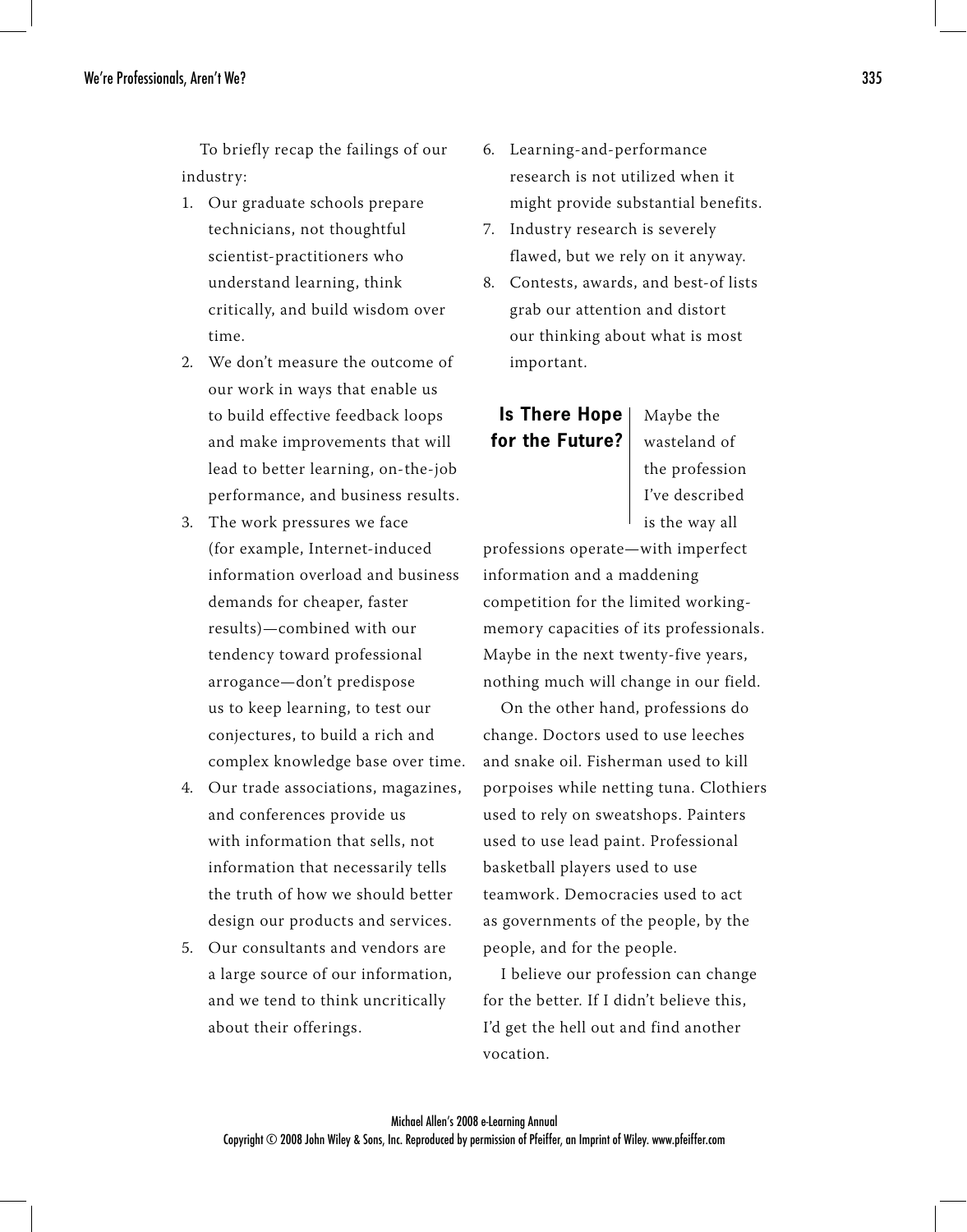To briefly recap the failings of our industry:

1. Our graduate schools prepare technicians, not thoughtful scientist-practitioners who understand learning, think critically, and build wisdom over time.
2. We don't measure the outcome of our work in ways that enable us to build effective feedback loops and make improvements that will lead to better learning, on-the-job performance, and business results.
3. The work pressures we face (for example, Internet-induced information overload and business demands for cheaper, faster results)—combined with our tendency toward professional arrogance—don't predispose us to keep learning, to test our conjectures, to build a rich and complex knowledge base over time.
4. Our trade associations, magazines, and conferences provide us with information that sells, not information that necessarily tells the truth of how we should better design our products and services.
5. Our consultants and vendors are a large source of our information, and we tend to think uncritically about their offerings.
6. Learning-and-performance research is not utilized when it might provide substantial benefits.
7. Industry research is severely flawed, but we rely on it anyway.
8. Contests, awards, and best-of lists grab our attention and distort our thinking about what is most important.

## Is There Hope for the Future?

Maybe the wasteland of the profession I've described is the way all professions operate—with imperfect information and a maddening competition for the limited working-memory capacities of its professionals. Maybe in the next twenty-five years, nothing much will change in our field.

On the other hand, professions do change. Doctors used to use leeches and snake oil. Fisherman used to kill porpoises while netting tuna. Clothiers used to rely on sweatshops. Painters used to use lead paint. Professional basketball players used to use teamwork. Democracies used to act as governments of the people, by the people, and for the people.

I believe our profession can change for the better. If I didn't believe this, I'd get the hell out and find another vocation.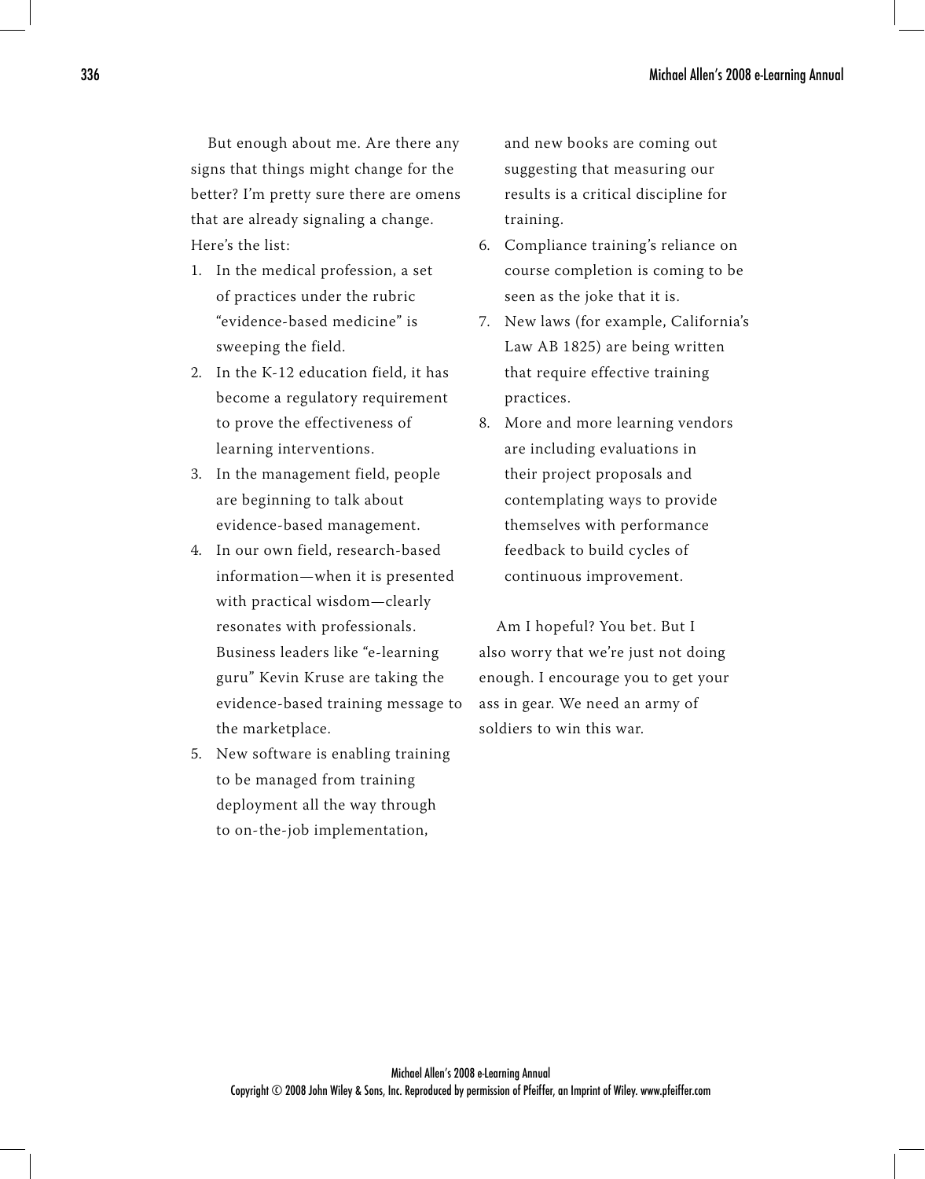But enough about me. Are there any signs that things might change for the better? I'm pretty sure there are omens that are already signaling a change. Here's the list:

1. In the medical profession, a set of practices under the rubric "evidence-based medicine" is sweeping the field.
2. In the K-12 education field, it has become a regulatory requirement to prove the effectiveness of learning interventions.
3. In the management field, people are beginning to talk about evidence-based management.
4. In our own field, research-based information—when it is presented with practical wisdom—clearly resonates with professionals. Business leaders like "e-learning guru" Kevin Kruse are taking the evidence-based training message to the marketplace.
5. New software is enabling training to be managed from training deployment all the way through to on-the-job implementation, and new books are coming out suggesting that measuring our results is a critical discipline for training.
6. Compliance training's reliance on course completion is coming to be seen as the joke that it is.
7. New laws (for example, California's Law AB 1825) are being written that require effective training practices.
8. More and more learning vendors are including evaluations in their project proposals and contemplating ways to provide themselves with performance feedback to build cycles of continuous improvement.

Am I hopeful? You bet. But I also worry that we're just not doing enough. I encourage you to get your ass in gear. We need an army of soldiers to win this war.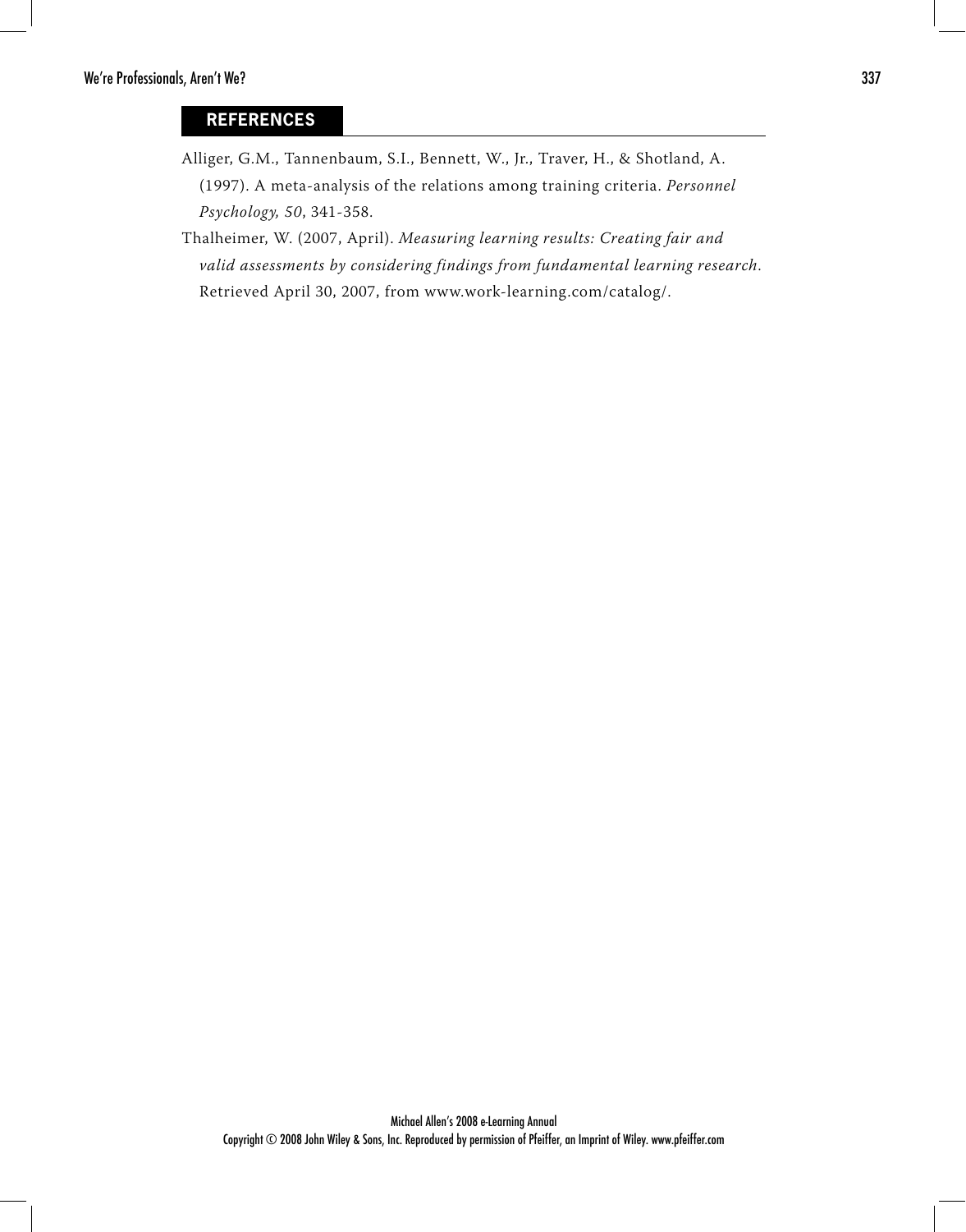## REFERENCES

Alliger, G.M., Tannenbaum, S.I., Bennett, W., Jr., Traver, H., & Shotland, A. (1997). A meta-analysis of the relations among training criteria. *Personnel Psychology, 50*, 341-358.

Thalheimer, W. (2007, April). *Measuring learning results: Creating fair and valid assessments by considering findings from fundamental learning research*. Retrieved April 30, 2007, from www.work-learning.com/catalog/.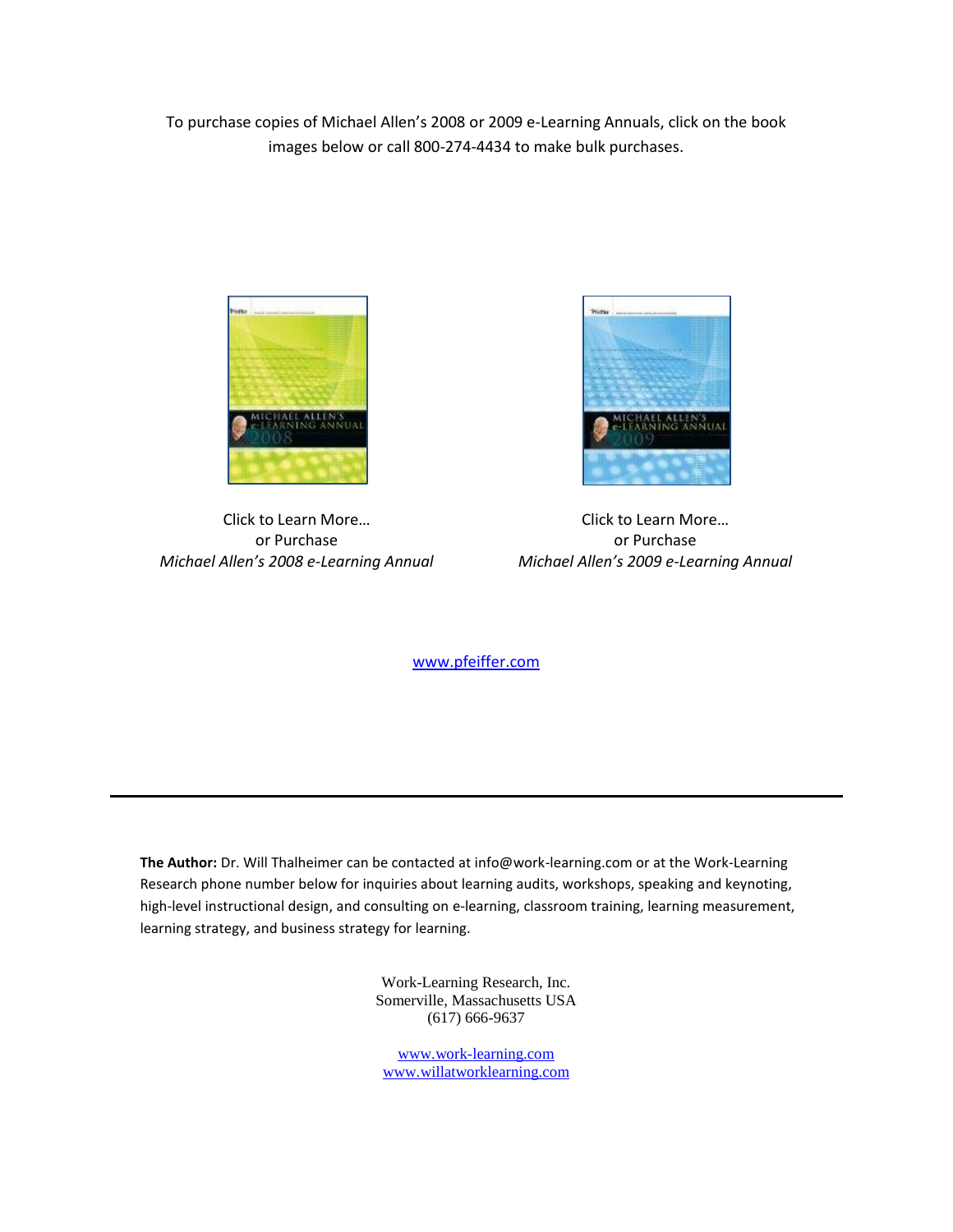To purchase copies of Michael Allen's 2008 or 2009 e-Learning Annuals, click on the book images below or call 800-274-4434 to make bulk purchases.

Click to Learn More…
or Purchase
*Michael Allen's 2008 e-Learning Annual*

Click to Learn More…
or Purchase
*Michael Allen's 2009 e-Learning Annual*

www.pfeiffer.com

---

**The Author:** Dr. Will Thalheimer can be contacted at info@work-learning.com or at the Work-Learning Research phone number below for inquiries about learning audits, workshops, speaking and keynoting, high-level instructional design, and consulting on e-learning, classroom training, learning measurement, learning strategy, and business strategy for learning.

Work-Learning Research, Inc.
Somerville, Massachusetts USA
(617) 666-9637

www.work-learning.com
www.willatworklearning.com